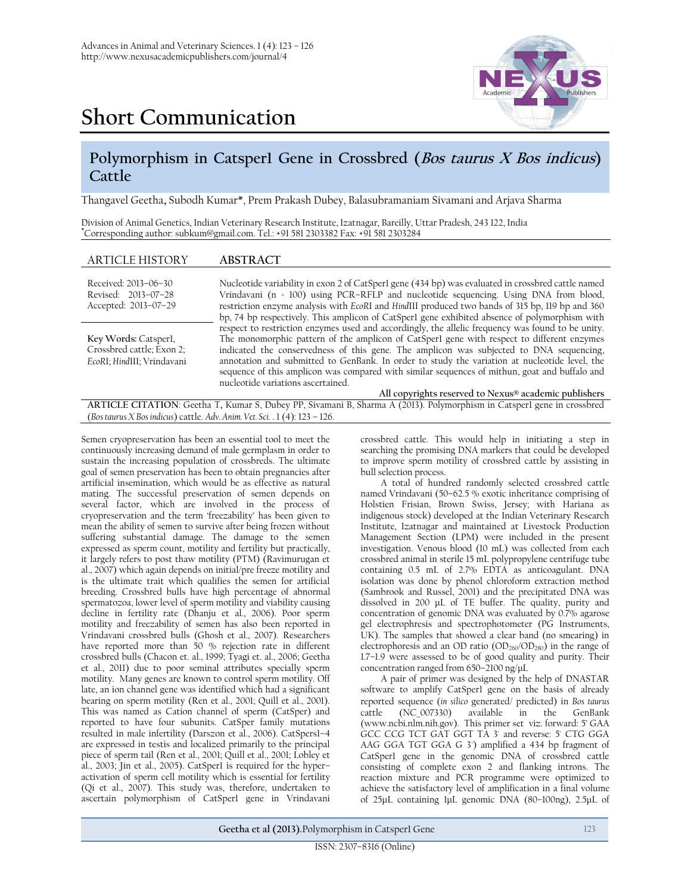# Short Communication

## Polymorphism in Catsper1 Gene in Crossbred (*Bos taurus X Bos indicus*) Cattle

Thangavel Geetha, Subodh Kumar*, Prem Prakash Dubey, Balasubramaniam Sivamani and Arjava Sharma

Division of Animal Genetics, Indian Veterinary Research Institute, Izatnagar, Bareilly, Uttar Pradesh, 243 122, India
*Corresponding author: subkum@gmail.com. Tel.: +91 581 2303382 Fax: +91 581 2303284

**ARTICLE HISTORY**

Received: 2013–06–30
Revised: 2013–07–28
Accepted: 2013–07–29

**Key Words:** Catsper1, Crossbred cattle; Exon 2; *Eco*RI; *Hind*III; Vrindavani

**ABSTRACT**

Nucleotide variability in exon 2 of CatSper1 gene (434 bp) was evaluated in crossbred cattle named Vrindavani (n = 100) using PCR–RFLP and nucleotide sequencing. Using DNA from blood, restriction enzyme analysis with *Eco*RI and *Hind*III produced two bands of 315 bp, 119 bp and 360 bp, 74 bp respectively. This amplicon of CatSper1 gene exhibited absence of polymorphism with respect to restriction enzymes used and accordingly, the allelic frequency was found to be unity. The monomorphic pattern of the amplicon of CatSper1 gene with respect to different enzymes indicated the conservedness of this gene. The amplicon was subjected to DNA sequencing, annotation and submitted to GenBank. In order to study the variation at nucleotide level, the sequence of this amplicon was compared with similar sequences of mithun, goat and buffalo and nucleotide variations ascertained.

**All copyrights reserved to Nexus® academic publishers**

**ARTICLE CITATION**: Geetha T, Kumar S, Dubey PP, Sivamani B, Sharma A (2013). Polymorphism in Catsper1 gene in crossbred (*Bos taurus X Bos indicus*) cattle. *Adv. Anim. Vet. Sci.* . 1 (4): 123 – 126.

Semen cryopreservation has been an essential tool to meet the continuously increasing demand of male germplasm in order to sustain the increasing population of crossbreds. The ultimate goal of semen preservation has been to obtain pregnancies after artificial insemination, which would be as effective as natural mating. The successful preservation of semen depends on several factor, which are involved in the process of cryopreservation and the term 'freezability' has been given to mean the ability of semen to survive after being frozen without suffering substantial damage. The damage to the semen expressed as sperm count, motility and fertility but practically, it largely refers to post thaw motility (PTM) (Ravimurugan et al., 2007) which again depends on initial/pre freeze motility and is the ultimate trait which qualifies the semen for artificial breeding. Crossbred bulls have high percentage of abnormal spermatozoa, lower level of sperm motility and viability causing decline in fertility rate (Dhanju et al., 2006). Poor sperm motility and freezability of semen has also been reported in Vrindavani crossbred bulls (Ghosh et al., 2007). Researchers have reported more than 50 % rejection rate in different crossbred bulls (Chacon et. al., 1999; Tyagi et. al., 2006; Geetha et al., 2011) due to poor seminal attributes specially sperm motility. Many genes are known to control sperm motility. Off late, an ion channel gene was identified which had a significant bearing on sperm motility (Ren et al., 2001; Quill et al., 2001). This was named as Cation channel of sperm (CatSper) and reported to have four subunits. CatSper family mutations resulted in male infertility (Darszon et al., 2006). CatSpers1–4 are expressed in testis and localized primarily to the principal piece of sperm tail (Ren et al., 2001; Quill et al., 2001; Lobley et al., 2003; Jin et al., 2005). CatSper1 is required for the hyper–activation of sperm cell motility which is essential for fertility (Qi et al., 2007). This study was, therefore, undertaken to ascertain polymorphism of CatSper1 gene in Vrindavani crossbred cattle. This would help in initiating a step in searching the promising DNA markers that could be developed to improve sperm motility of crossbred cattle by assisting in bull selection process.

A total of hundred randomly selected crossbred cattle named Vrindavani (50–62.5 % exotic inheritance comprising of Holstien Frisian, Brown Swiss, Jersey; with Hariana as indigenous stock) developed at the Indian Veterinary Research Institute, Izatnagar and maintained at Livestock Production Management Section (LPM) were included in the present investigation. Venous blood (10 mL) was collected from each crossbred animal in sterile 15 mL polypropylene centrifuge tube containing 0.5 mL of 2.7% EDTA as anticoagulant. DNA isolation was done by phenol chloroform extraction method (Sambrook and Russel, 2001) and the precipitated DNA was dissolved in 200 µL of TE buffer. The quality, purity and concentration of genomic DNA was evaluated by 0.7% agarose gel electrophresis and spectrophotometer (PG Instruments, UK). The samples that showed a clear band (no smearing) in electrophoresis and an OD ratio ($OD_{260}/OD_{280}$) in the range of 1.7–1.9 were assessed to be of good quality and purity. Their concentration ranged from 650–2100 ng/µL

A pair of primer was designed by the help of DNASTAR software to amplify CatSper1 gene on the basis of already reported sequence (*in silico* generated/ predicted) in *Bos taurus* cattle (NC_007330) available in the GenBank (www.ncbi.nlm.nih.gov). This primer set viz. forward: 5' GAA GCC CCG TCT GAT GGT TA 3' and reverse: 5' CTG GGA AAG GGA TGT GGA G 3') amplified a 434 bp fragment of CatSper1 gene in the genomic DNA of crossbred cattle consisting of complete exon 2 and flanking introns. The reaction mixture and PCR programme were optimized to achieve the satisfactory level of amplification in a final volume of 25µL containing 1µL genomic DNA (80–100ng), 2.5µL of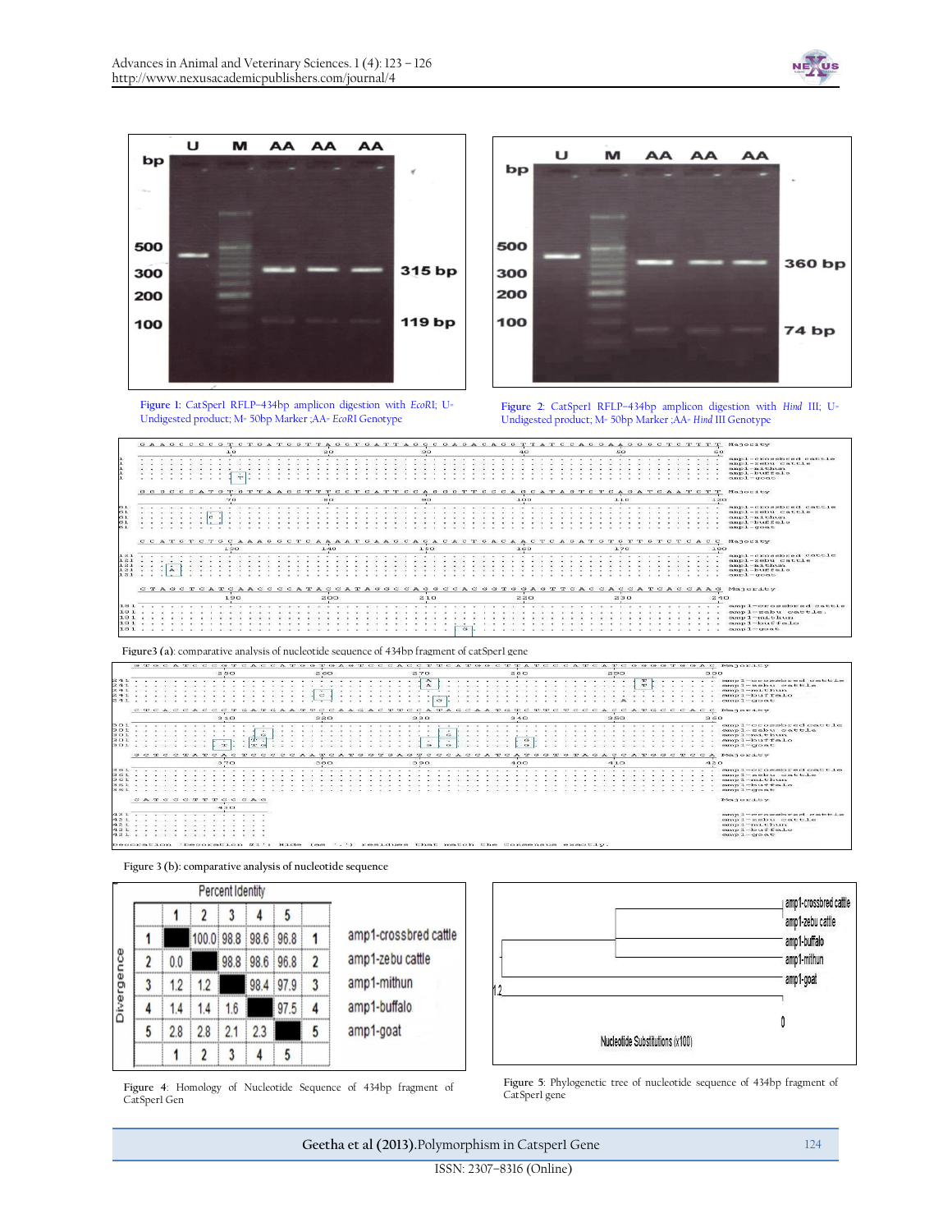Figure 1: CatSper1 RFLP–434bp amplicon digestion with *EcoRI*; U- Undigested product; M- 50bp Marker ;AA- *EcoRI* Genotype

Figure 2: CatSper1 RFLP–434bp amplicon digestion with *Hind* III; U- Undigested product; M- 50bp Marker ;AA- *Hind* III Genotype

Figure3 (a): comparative analysis of nucleotide sequence of 434bp fragment of catSper1 gene

Figure 3 (b): comparative analysis of nucleotide sequence

Figure 4: Homology of Nucleotide Sequence of 434bp fragment of CatSperI Gen

Figure 5: Phylogenetic tree of nucleotide sequence of 434bp fragment of CatSperI gene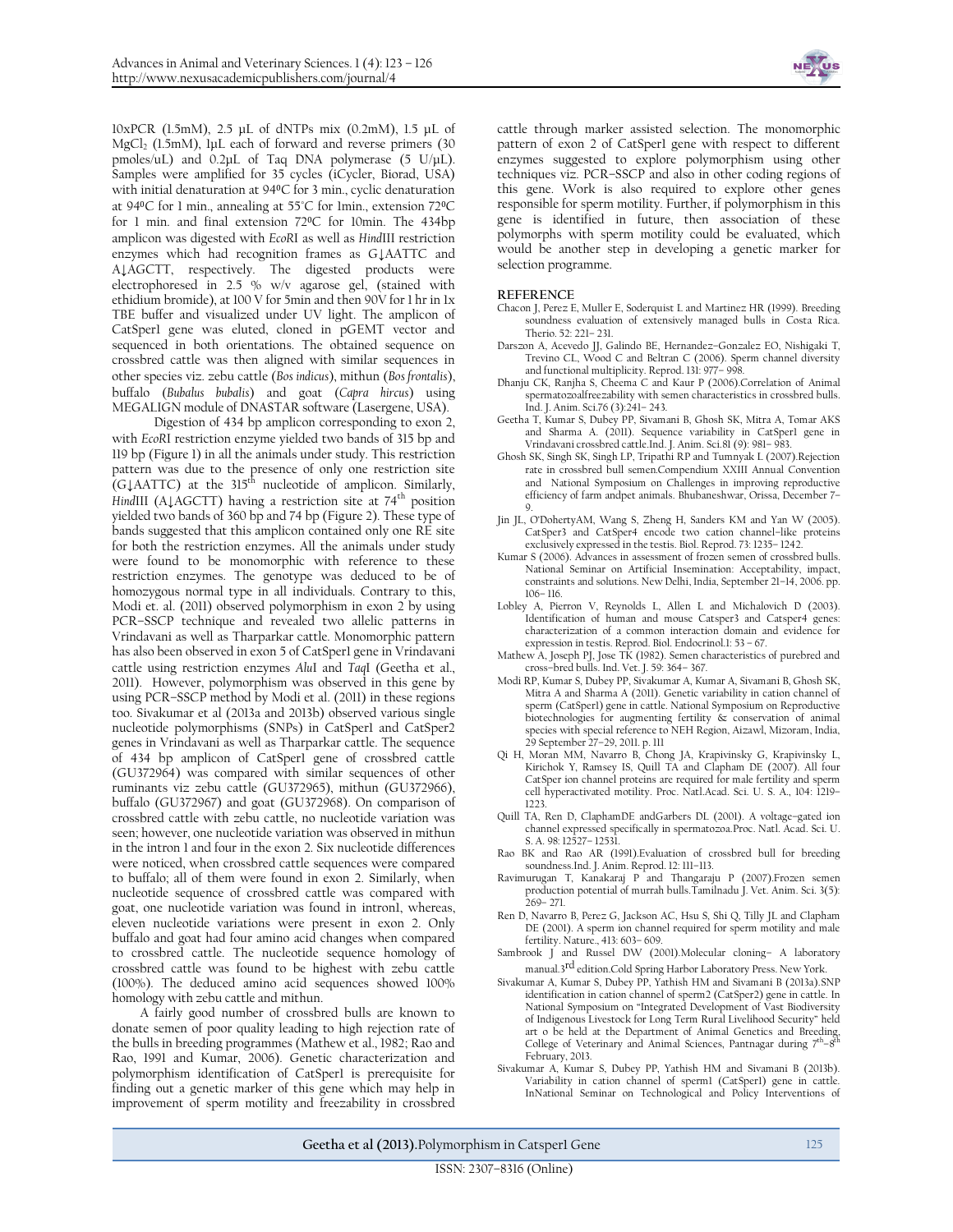10xPCR (1.5mM), 2.5 µL of dNTPs mix (0.2mM), 1.5 µL of $MgCl_2$ (1.5mM), 1µL each of forward and reverse primers (30 pmoles/uL) and 0.2µL of Taq DNA polymerase (5 U/µL). Samples were amplified for 35 cycles (iCycler, Biorad, USA) with initial denaturation at 94ºC for 3 min., cyclic denaturation at 94ºC for 1 min., annealing at 55˚C for 1min., extension 72ºC for 1 min. and final extension 72ºC for 10min. The 434bp amplicon was digested with *EcoRI* as well as *Hind*III restriction enzymes which had recognition frames as G↓AATTC and A↓AGCTT, respectively. The digested products were electrophoresed in 2.5 % w/v agarose gel, (stained with ethidium bromide), at 100 V for 5min and then 90V for 1 hr in 1x TBE buffer and visualized under UV light. The amplicon of CatSper1 gene was eluted, cloned in pGEMT vector and sequenced in both orientations. The obtained sequence on crossbred cattle was then aligned with similar sequences in other species viz. zebu cattle (*Bos indicus*), mithun (*Bos frontalis*), buffalo (*Bubalus bubalis*) and goat (*Capra hircus*) using MEGALIGN module of DNASTAR software (Lasergene, USA).

Digestion of 434 bp amplicon corresponding to exon 2, with *Eco*RI restriction enzyme yielded two bands of 315 bp and 119 bp (Figure 1) in all the animals under study. This restriction pattern was due to the presence of only one restriction site (G↓AATTC) at the 315th nucleotide of amplicon. Similarly, *Hind*III (A↓AGCTT) having a restriction site at 74th position yielded two bands of 360 bp and 74 bp (Figure 2). These type of bands suggested that this amplicon contained only one RE site for both the restriction enzymes. All the animals under study were found to be monomorphic with reference to these restriction enzymes. The genotype was deduced to be of homozygous normal type in all individuals. Contrary to this, Modi et. al. (2011) observed polymorphism in exon 2 by using PCR–SSCP technique and revealed two allelic patterns in Vrindavani as well as Tharparkar cattle. Monomorphic pattern has also been observed in exon 5 of CatSper1 gene in Vrindavani cattle using restriction enzymes *Alu*I and *Taq*I (Geetha et al., 2011). However, polymorphism was observed in this gene by using PCR–SSCP method by Modi et al. (2011) in these regions too. Sivakumar et al (2013a and 2013b) observed various single nucleotide polymorphisms (SNPs) in CatSper1 and CatSper2 genes in Vrindavani as well as Tharparkar cattle. The sequence of 434 bp amplicon of CatSper1 gene of crossbred cattle (GU372964) was compared with similar sequences of other ruminants viz zebu cattle (GU372965), mithun (GU372966), buffalo (GU372967) and goat (GU372968). On comparison of crossbred cattle with zebu cattle, no nucleotide variation was seen; however, one nucleotide variation was observed in mithun in the intron 1 and four in the exon 2. Six nucleotide differences were noticed, when crossbred cattle sequences were compared to buffalo; all of them were found in exon 2. Similarly, when nucleotide sequence of crossbred cattle was compared with goat, one nucleotide variation was found in intron1, whereas, eleven nucleotide variations were present in exon 2. Only buffalo and goat had four amino acid changes when compared to crossbred cattle. The nucleotide sequence homology of crossbred cattle was found to be highest with zebu cattle (100%). The deduced amino acid sequences showed 100% homology with zebu cattle and mithun.

A fairly good number of crossbred bulls are known to donate semen of poor quality leading to high rejection rate of the bulls in breeding programmes (Mathew et al., 1982; Rao and Rao, 1991 and Kumar, 2006). Genetic characterization and polymorphism identification of CatSper1 is prerequisite for finding out a genetic marker of this gene which may help in improvement of sperm motility and freezability in crossbred cattle through marker assisted selection. The monomorphic pattern of exon 2 of CatSper1 gene with respect to different enzymes suggested to explore polymorphism using other techniques viz. PCR–SSCP and also in other coding regions of this gene. Work is also required to explore other genes responsible for sperm motility. Further, if polymorphism in this gene is identified in future, then association of these polymorphs with sperm motility could be evaluated, which would be another step in developing a genetic marker for selection programme.

## REFERENCE

Chacon J, Perez E, Muller E, Soderquist L and Martinez HR (1999). Breeding soundness evaluation of extensively managed bulls in Costa Rica. Therio. 52: 221– 231.

Darszon A, Acevedo JJ, Galindo BE, Hernandez–Gonzalez EO, Nishigaki T, Trevino CL, Wood C and Beltran C (2006). Sperm channel diversity and functional multiplicity. Reprod. 131: 977– 998.

Dhanju CK, Ranjha S, Cheema C and Kaur P (2006).Correlation of Animal spermatozoalfreezability with semen characteristics in crossbred bulls. Ind. J. Anim. Sci.76 (3):241– 243.

Geetha T, Kumar S, Dubey PP, Sivamani B, Ghosh SK, Mitra A, Tomar AKS and Sharma A. (2011). Sequence variability in CatSper1 gene in Vrindavani crossbred cattle.Ind. J. Anim. Sci.81 (9): 981– 983.

Ghosh SK, Singh SK, Singh LP, Tripathi RP and Tumnyak L (2007).Rejection rate in crossbred bull semen.Compendium XXIII Annual Convention and National Symposium on Challenges in improving reproductive efficiency of farm andpet animals. Bhubaneshwar, Orissa, December 7–9.

Jin JL, O'DohertyAM, Wang S, Zheng H, Sanders KM and Yan W (2005). CatSper3 and CatSper4 encode two cation channel–like proteins exclusively expressed in the testis. Biol. Reprod. 73: 1235– 1242.

Kumar S (2006). Advances in assessment of frozen semen of crossbred bulls. National Seminar on Artificial Insemination: Acceptability, impact, constraints and solutions. New Delhi, India, September 21–14, 2006. pp. 106– 116.

Lobley A, Pierron V, Reynolds L, Allen L and Michalovich D (2003). Identification of human and mouse Catsper3 and Catsper4 genes: characterization of a common interaction domain and evidence for expression in testis. Reprod. Biol. Endocrinol.1: 53 – 67.

Mathew A, Joseph PJ, Jose TK (1982). Semen characteristics of purebred and cross–bred bulls. Ind. Vet. J. 59: 364– 367.

Modi RP, Kumar S, Dubey PP, Sivakumar A, Kumar A, Sivamani B, Ghosh SK, Mitra A and Sharma A (2011). Genetic variability in cation channel of sperm (CatSper1) gene in cattle. National Symposium on Reproductive biotechnologies for augmenting fertility & conservation of animal species with special reference to NEH Region, Aizawl, Mizoram, India, 29 September 27–29, 2011. p. 111

Qi H, Moran MM, Navarro B, Chong JA, Krapivinsky G, Krapivinsky L, Kirichok Y, Ramsey IS, Quill TA and Clapham DE (2007). All four CatSper ion channel proteins are required for male fertility and sperm cell hyperactivated motility. Proc. Natl.Acad. Sci. U. S. A., 104: 1219– 1223.

Quill TA, Ren D, ClaphamDE andGarbers DL (2001). A voltage–gated ion channel expressed specifically in spermatozoa.Proc. Natl. Acad. Sci. U. S. A. 98: 12527– 12531.

Rao BK and Rao AR (1991).Evaluation of crossbred bull for breeding soundness.Ind. J. Anim. Reprod. 12: 111–113.

Ravimurugan T, Kanakaraj P and Thangaraju P (2007).Frozen semen production potential of murrah bulls.Tamilnadu J. Vet. Anim. Sci. 3(5): 269– 271.

Ren D, Navarro B, Perez G, Jackson AC, Hsu S, Shi Q, Tilly JL and Clapham DE (2001). A sperm ion channel required for sperm motility and male fertility. Nature., 413: 603– 609.

Sambrook J and Russel DW (2001).Molecular cloning– A laboratory manual.3rd edition.Cold Spring Harbor Laboratory Press. New York.

Sivakumar A, Kumar S, Dubey PP, Yathish HM and Sivamani B (2013a).SNP identification in cation channel of sperm2 (CatSper2) gene in cattle. In National Symposium on "Integrated Development of Vast Biodiversity of Indigenous Livestock for Long Term Rural Livelihood Security" held art o be held at the Department of Animal Genetics and Breeding, College of Veterinary and Animal Sciences, Pantnagar during 7th–8th February, 2013.

Sivakumar A, Kumar S, Dubey PP, Yathish HM and Sivamani B (2013b). Variability in cation channel of sperm1 (CatSper1) gene in cattle. InNational Seminar on Technological and Policy Interventions of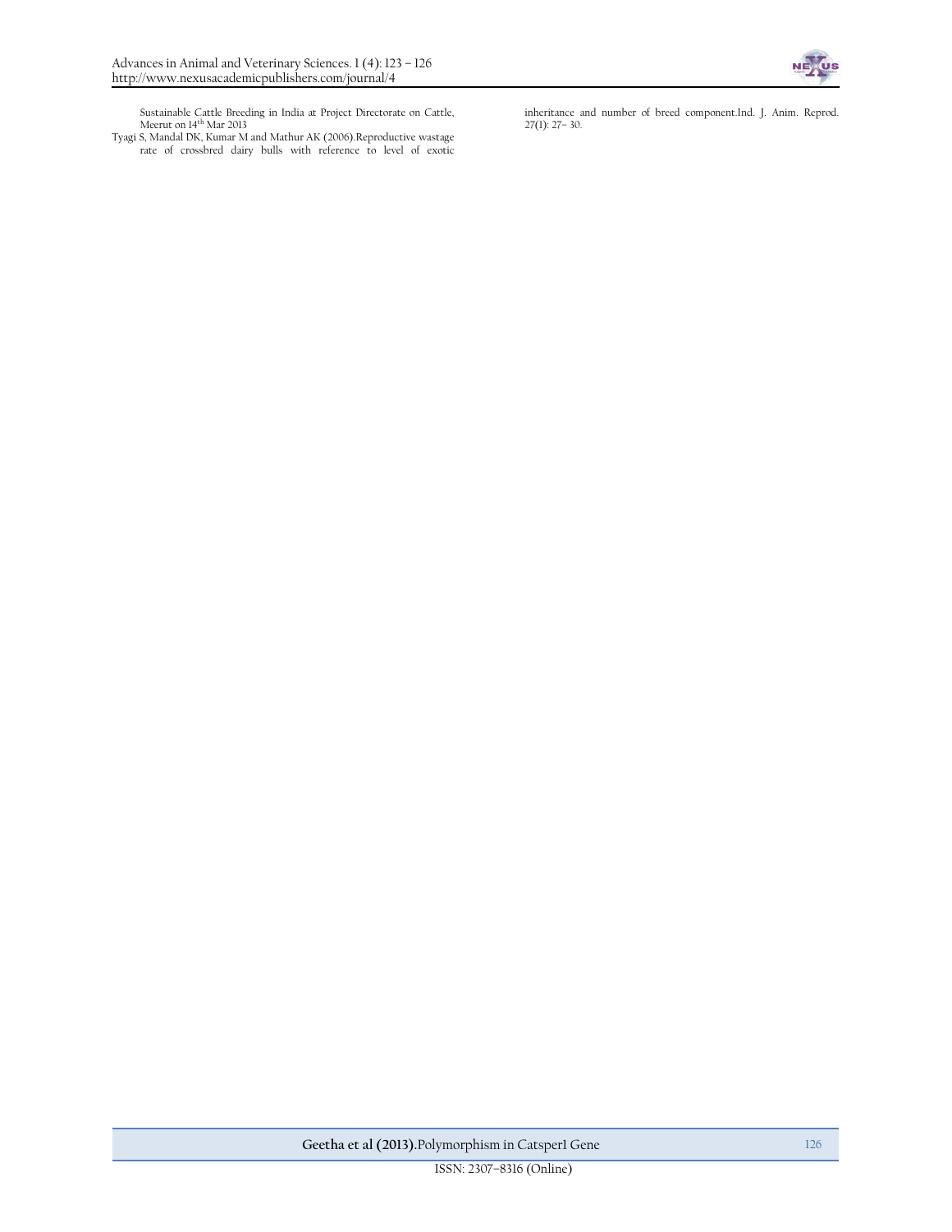Sustainable Cattle Breeding in India at Project Directorate on Cattle, Meerut on 14th Mar 2013

Tyagi S, Mandal DK, Kumar M and Mathur AK (2006).Reproductive wastage rate of crossbred dairy bulls with reference to level of exotic inheritance and number of breed component.Ind. J. Anim. Reprod. 27(1): 27– 30.